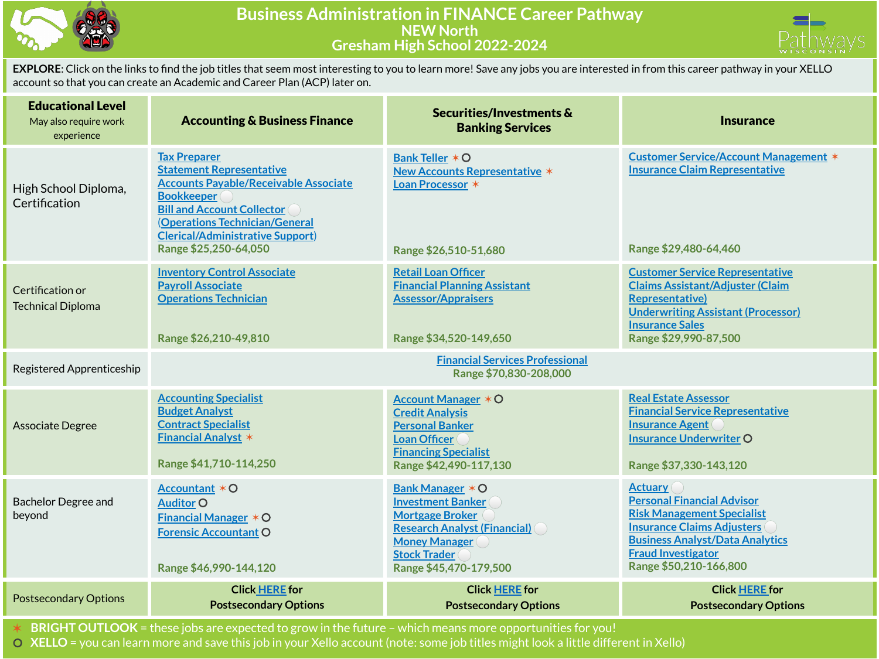# Business Administration in FINANCE Career Pathway
## NEW North
## Gresham High School 2022-2024

**EXPLORE**: Click on the links to find the job titles that seem most interesting to you to learn more! Save any jobs you are interested in from this career pathway in your XELLO account so that you can create an Academic and Career Plan (ACP) later on.

| **Educational Level** May also require work experience | **Accounting & Business Finance** | **Securities/Investments & Banking Services** | **Insurance** |
|---|---|---|---|
| High School Diploma, Certification | Tax Preparer<br>Statement Representative<br>Accounts Payable/Receivable Associate<br>Bookkeeper ○<br>Bill and Account Collector ○<br>(Operations Technician/General Clerical/Administrative Support)<br>Range $25,250-64,050 | Bank Teller ✶ ○<br>New Accounts Representative ✶<br>Loan Processor ✶<br>Range $26,510-51,680 | Customer Service/Account Management ✶<br>Insurance Claim Representative<br>Range $29,480-64,460 |
| Certification or Technical Diploma | Inventory Control Associate<br>Payroll Associate<br>Operations Technician<br>Range $26,210-49,810 | Retail Loan Officer<br>Financial Planning Assistant<br>Assessor/Appraisers<br>Range $34,520-149,650 | Customer Service Representative<br>Claims Assistant/Adjuster (Claim Representative)<br>Underwriting Assistant (Processor)<br>Insurance Sales<br>Range $29,990-87,500 |
| Registered Apprenticeship | Financial Services Professional<br>Range $70,830-208,000 | | |
| Associate Degree | Accounting Specialist<br>Budget Analyst<br>Contract Specialist<br>Financial Analyst ✶<br>Range $41,710-114,250 | Account Manager ✶ ○<br>Credit Analysis<br>Personal Banker<br>Loan Officer ○<br>Financing Specialist<br>Range $42,490-117,130 | Real Estate Assessor<br>Financial Service Representative<br>Insurance Agent ○<br>Insurance Underwriter ○<br>Range $37,330-143,120 |
| Bachelor Degree and beyond | Accountant ✶ ○<br>Auditor ○<br>Financial Manager ✶ ○<br>Forensic Accountant ○<br>Range $46,990-144,120 | Bank Manager ✶ ○<br>Investment Banker ○<br>Mortgage Broker ○<br>Research Analyst (Financial) ○<br>Money Manager ○<br>Stock Trader ○<br>Range $45,470-179,500 | Actuary ○<br>Personal Financial Advisor<br>Risk Management Specialist<br>Insurance Claims Adjusters ○<br>Business Analyst/Data Analytics<br>Fraud Investigator<br>Range $50,210-166,800 |
| Postsecondary Options | Click HERE for Postsecondary Options | Click HERE for Postsecondary Options | Click HERE for Postsecondary Options |

✶ **BRIGHT OUTLOOK** = these jobs are expected to grow in the future – which means more opportunities for you!

○ **XELLO** = you can learn more and save this job in your Xello account (note: some job titles might look a little different in Xello)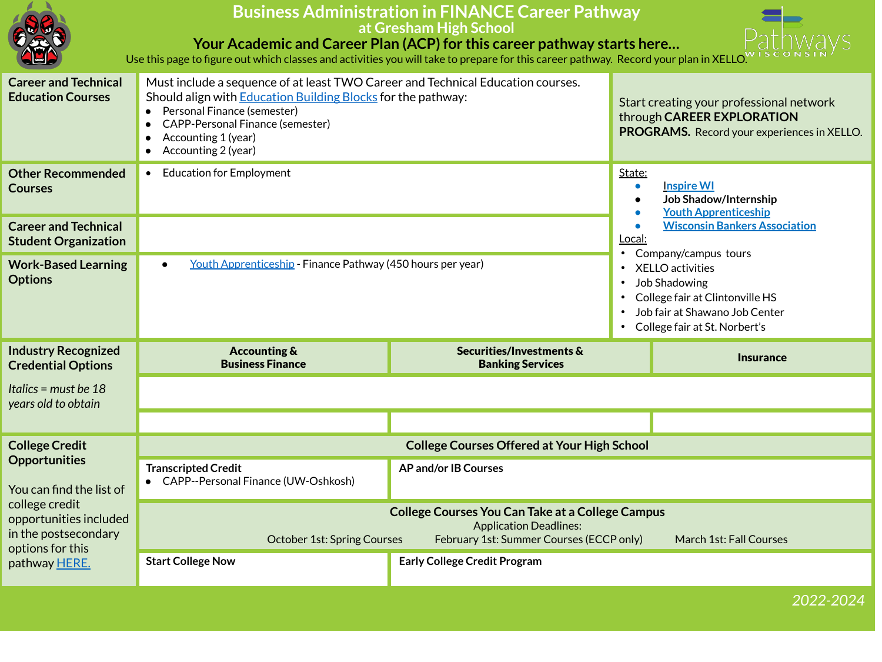# Business Administration in FINANCE Career Pathway

## at Gresham High School

### Your Academic and Career Plan (ACP) for this career pathway starts here...

Use this page to figure out which classes and activities you will take to prepare for this career pathway. Record your plan in XELLO.

| | | |
|---|---|---|
| **Career and Technical Education Courses** | Must include a sequence of at least TWO Career and Technical Education courses. Should align with Education Building Blocks for the pathway:<br>• Personal Finance (semester)<br>• CAPP-Personal Finance (semester)<br>• Accounting 1 (year)<br>• Accounting 2 (year) | Start creating your professional network through **CAREER EXPLORATION PROGRAMS.** Record your experiences in XELLO. |
| **Other Recommended Courses** | • Education for Employment | State:<br>• Inspire WI<br>• **Job Shadow/Internship**<br>• Youth Apprenticeship<br>• Wisconsin Bankers Association<br>Local:<br>• Company/campus tours<br>• XELLO activities<br>• Job Shadowing<br>• College fair at Clintonville HS<br>• Job fair at Shawano Job Center<br>• College fair at St. Norbert's |
| **Career and Technical Student Organization** | | |
| **Work-Based Learning Options** | • Youth Apprenticeship - Finance Pathway (450 hours per year) | |

| **Industry Recognized Credential Options**<br>*Italics = must be 18 years old to obtain* | **Accounting & Business Finance** | **Securities/Investments & Banking Services** | **Insurance** |
|---|---|---|---|
| | | | |
| | | | |

| **College Credit Opportunities**<br>You can find the list of college credit opportunities included in the postsecondary options for this pathway HERE. | **College Courses Offered at Your High School** | |
|---|---|---|
| | **Transcripted Credit**<br>• CAPP--Personal Finance (UW-Oshkosh) | **AP and/or IB Courses** |
| | **College Courses You Can Take at a College Campus**<br>Application Deadlines:<br>October 1st: Spring Courses February 1st: Summer Courses (ECCP only) March 1st: Fall Courses | |
| | **Start College Now** | **Early College Credit Program** |

*2022-2024*